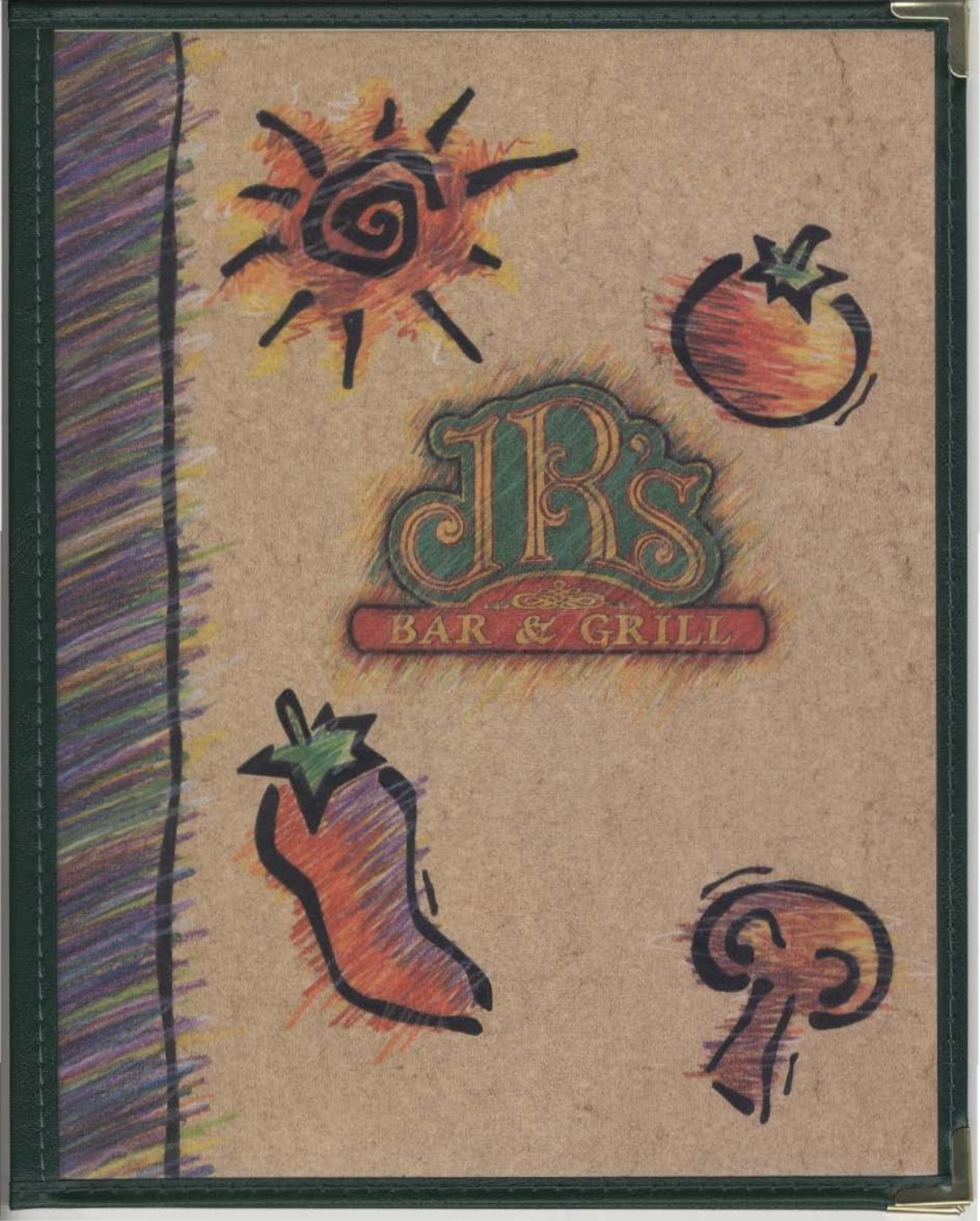# JR's

## BAR & GRILL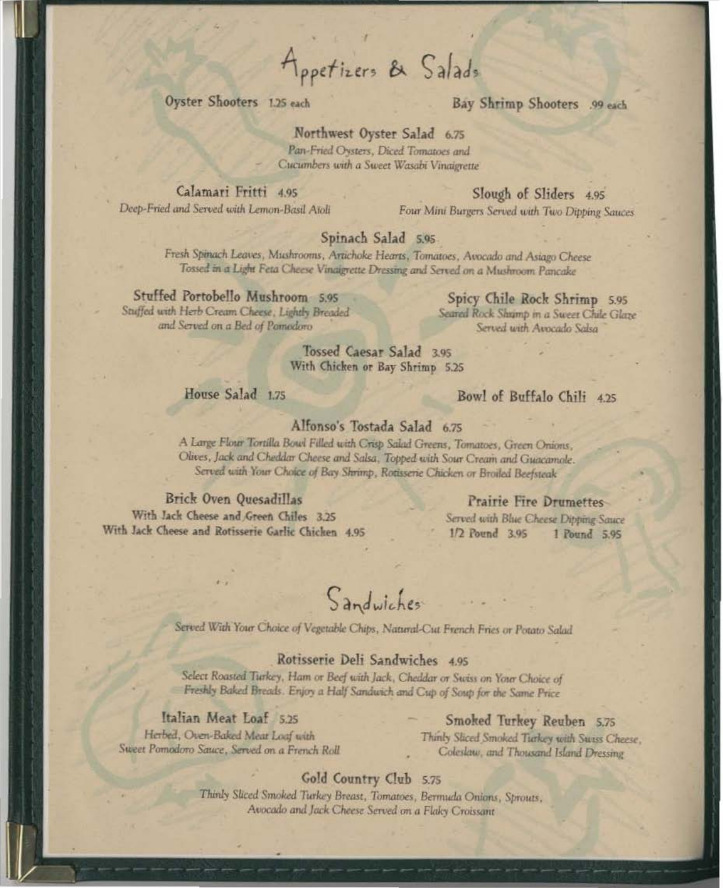# Appetizers & Salads

**Oyster Shooters** 1.25 each

**Bay Shrimp Shooters** .99 each

**Northwest Oyster Salad** 6.75
*Pan-Fried Oysters, Diced Tomatoes and Cucumbers with a Sweet Wasabi Vinaigrette*

**Calamari Fritti** 4.95
*Deep-Fried and Served with Lemon-Basil Aïoli*

**Slough of Sliders** 4.95
*Four Mini Burgers Served with Two Dipping Sauces*

**Spinach Salad** 5.95
*Fresh Spinach Leaves, Mushrooms, Artichoke Hearts, Tomatoes, Avocado and Asiago Cheese Tossed in a Light Feta Cheese Vinaigrette Dressing and Served on a Mushroom Pancake*

**Stuffed Portobello Mushroom** 5.95
*Stuffed with Herb Cream Cheese, Lightly Breaded and Served on a Bed of Pomodoro*

**Spicy Chile Rock Shrimp** 5.95
*Seared Rock Shrimp in a Sweet Chile Glaze Served with Avocado Salsa*

**Tossed Caesar Salad** 3.95
With Chicken or Bay Shrimp 5.25

**House Salad** 1.75

**Bowl of Buffalo Chili** 4.25

**Alfonso's Tostada Salad** 6.75
*A Large Flour Tortilla Bowl Filled with Crisp Salad Greens, Tomatoes, Green Onions, Olives, Jack and Cheddar Cheese and Salsa, Topped with Sour Cream and Guacamole. Served with Your Choice of Bay Shrimp, Rotisserie Chicken or Broiled Beefsteak*

**Brick Oven Quesadillas**
With Jack Cheese and Green Chiles 3.25
With Jack Cheese and Rotisserie Garlic Chicken 4.95

**Prairie Fire Drumettes**
*Served with Blue Cheese Dipping Sauce*
1/2 Pound 3.95 1 Pound 5.95

# Sandwiches

*Served With Your Choice of Vegetable Chips, Natural-Cut French Fries or Potato Salad*

**Rotisserie Deli Sandwiches** 4.95
*Select Roasted Turkey, Ham or Beef with Jack, Cheddar or Swiss on Your Choice of Freshly Baked Breads. Enjoy a Half Sandwich and Cup of Soup for the Same Price*

**Italian Meat Loaf** 5.25
*Herbed, Oven-Baked Meat Loaf with Sweet Pomodoro Sauce, Served on a French Roll*

**Smoked Turkey Reuben** 5.75
*Thinly Sliced Smoked Turkey with Swiss Cheese, Coleslaw, and Thousand Island Dressing*

**Gold Country Club** 5.75
*Thinly Sliced Smoked Turkey Breast, Tomatoes, Bermuda Onions, Sprouts, Avocado and Jack Cheese Served on a Flaky Croissant*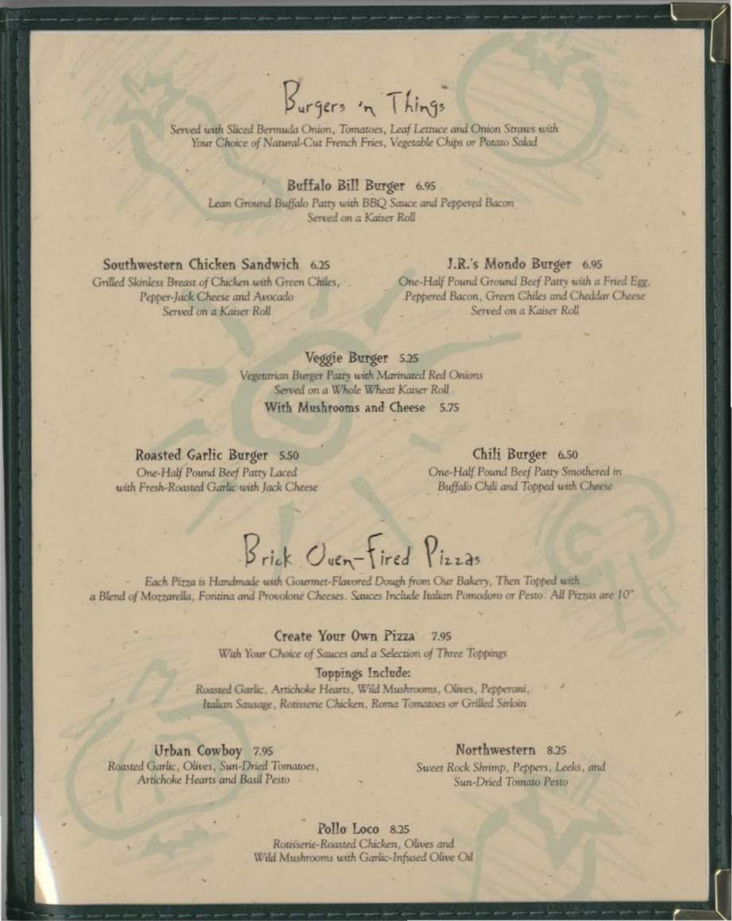# Burgers 'n Things

*Served with Sliced Bermuda Onion, Tomatoes, Leaf Lettuce and Onion Straws with Your Choice of Natural-Cut French Fries, Vegetable Chips or Potato Salad*

### Buffalo Bill Burger 6.95

*Lean Ground Buffalo Patty with BBQ Sauce and Peppered Bacon Served on a Kaiser Roll*

### Southwestern Chicken Sandwich 6.25

*Grilled Skinless Breast of Chicken with Green Chiles, Pepper-Jack Cheese and Avocado Served on a Kaiser Roll*

### J.R.'s Mondo Burger 6.95

*One-Half Pound Ground Beef Patty with a Fried Egg, Peppered Bacon, Green Chiles and Cheddar Cheese Served on a Kaiser Roll*

### Veggie Burger 5.25

*Vegetarian Burger Patty with Marinated Red Onions Served on a Whole Wheat Kaiser Roll*

**With Mushrooms and Cheese 5.75**

### Roasted Garlic Burger 5.50

*One-Half Pound Beef Patty Laced with Fresh-Roasted Garlic with Jack Cheese*

### Chili Burger 6.50

*One-Half Pound Beef Patty Smothered in Buffalo Chili and Topped with Cheese*

# Brick Oven-Fired Pizzas

*Each Pizza is Handmade with Gourmet-Flavored Dough from Our Bakery, Then Topped with a Blend of Mozzarella, Fontina and Provolone Cheeses. Sauces Include Italian Pomodoro or Pesto. All Pizzas are 10"*

### Create Your Own Pizza 7.95

*With Your Choice of Sauces and a Selection of Three Toppings*

**Toppings Include:**

*Roasted Garlic, Artichoke Hearts, Wild Mushrooms, Olives, Pepperoni, Italian Sausage, Rotisserie Chicken, Roma Tomatoes or Grilled Sirloin*

### Urban Cowboy 7.95

*Roasted Garlic, Olives, Sun-Dried Tomatoes, Artichoke Hearts and Basil Pesto*

### Northwestern 8.25

*Sweet Rock Shrimp, Peppers, Leeks, and Sun-Dried Tomato Pesto*

### Pollo Loco 8.25

*Rotisserie-Roasted Chicken, Olives and Wild Mushrooms with Garlic-Infused Olive Oil*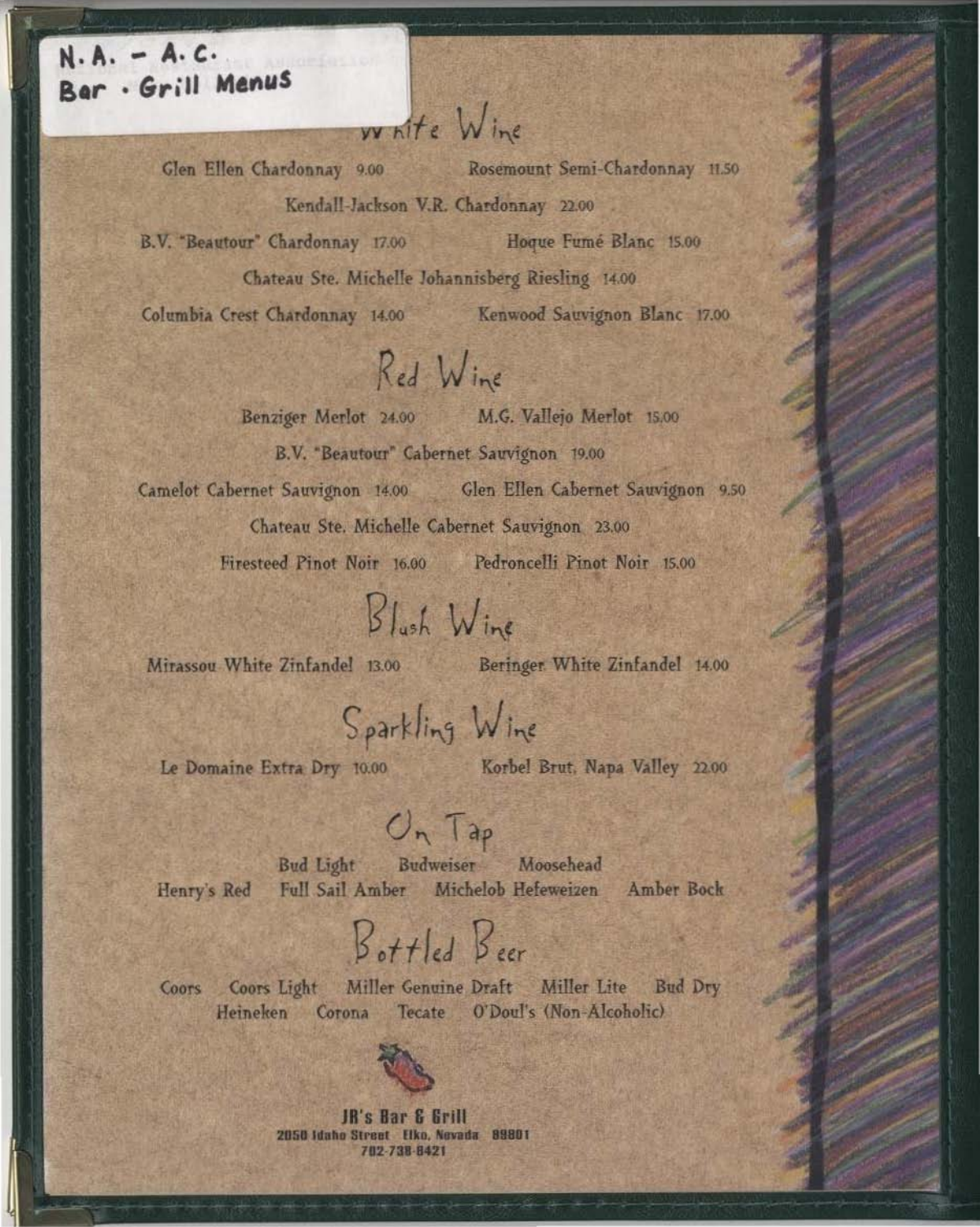N.A. - A.C.
Bar · Grill Menus

## White Wine

Glen Ellen Chardonnay 9.00
Rosemount Semi-Chardonnay 11.50
Kendall-Jackson V.R. Chardonnay 22.00
B.V. "Beautour" Chardonnay 17.00
Hoque Fumé Blanc 15.00
Chateau Ste. Michelle Johannisberg Riesling 14.00
Columbia Crest Chardonnay 14.00
Kenwood Sauvignon Blanc 17.00

## Red Wine

Benziger Merlot 24.00
M.G. Vallejo Merlot 15.00
B.V. "Beautour" Cabernet Sauvignon 19.00
Camelot Cabernet Sauvignon 14.00
Glen Ellen Cabernet Sauvignon 9.50
Chateau Ste. Michelle Cabernet Sauvignon 23.00
Firesteed Pinot Noir 16.00
Pedroncelli Pinot Noir 15.00

## Blush Wine

Mirassou White Zinfandel 13.00
Beringer White Zinfandel 14.00

## Sparkling Wine

Le Domaine Extra Dry 10.00
Korbel Brut, Napa Valley 22.00

## On Tap

Bud Light
Budweiser
Moosehead
Henry's Red
Full Sail Amber
Michelob Hefeweizen
Amber Bock

## Bottled Beer

Coors
Coors Light
Miller Genuine Draft
Miller Lite
Bud Dry
Heineken
Corona
Tecate
O'Doul's (Non-Alcoholic)

**JR's Bar & Grill**
2050 Idaho Street Elko, Nevada 89801
702-738-8421